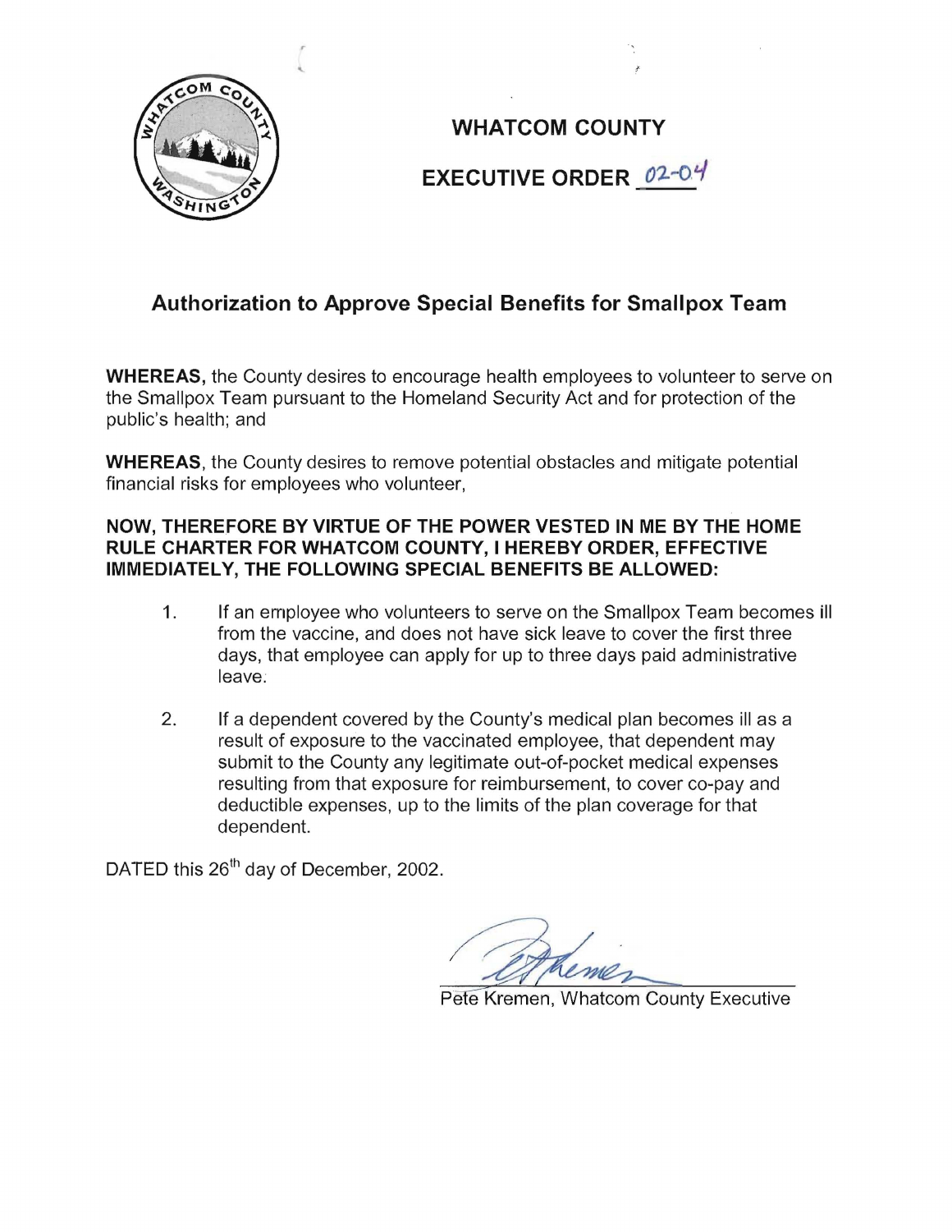# WHATCOM COUNTY

## EXECUTIVE ORDER 02-04

## Authorization to Approve Special Benefits for Smallpox Team

**WHEREAS,** the County desires to encourage health employees to volunteer to serve on the Smallpox Team pursuant to the Homeland Security Act and for protection of the public's health; and

**WHEREAS**, the County desires to remove potential obstacles and mitigate potential financial risks for employees who volunteer,

**NOW, THEREFORE BY VIRTUE OF THE POWER VESTED IN ME BY THE HOME RULE CHARTER FOR WHATCOM COUNTY, I HEREBY ORDER, EFFECTIVE IMMEDIATELY, THE FOLLOWING SPECIAL BENEFITS BE ALLOWED:**

1. If an employee who volunteers to serve on the Smallpox Team becomes ill from the vaccine, and does not have sick leave to cover the first three days, that employee can apply for up to three days paid administrative leave.

2. If a dependent covered by the County's medical plan becomes ill as a result of exposure to the vaccinated employee, that dependent may submit to the County any legitimate out-of-pocket medical expenses resulting from that exposure for reimbursement, to cover co-pay and deductible expenses, up to the limits of the plan coverage for that dependent.

DATED this 26th day of December, 2002.

Pete Kremen, Whatcom County Executive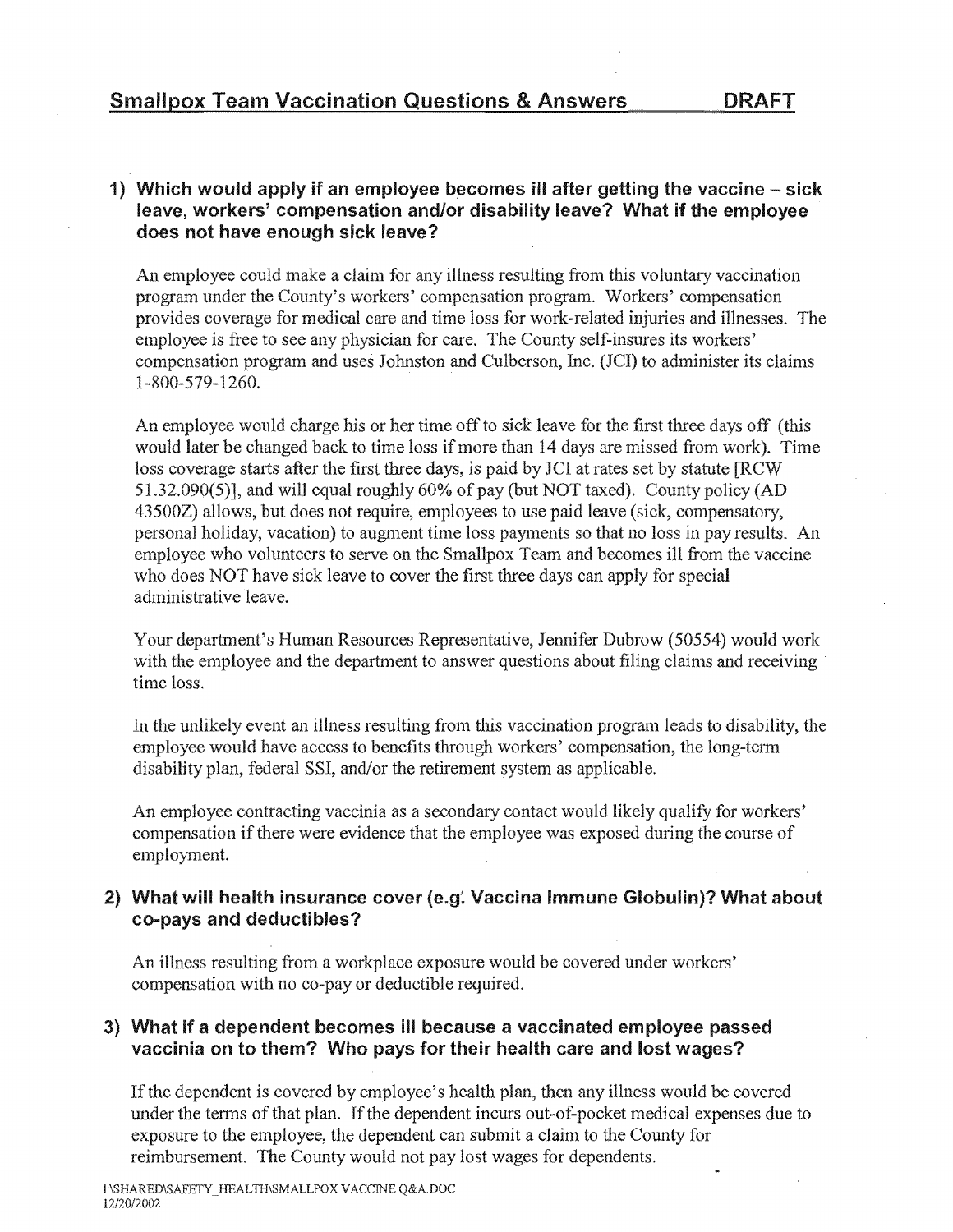## Smallpox Team Vaccination Questions & Answers DRAFT

### 1) Which would apply if an employee becomes ill after getting the vaccine – sick leave, workers' compensation and/or disability leave? What if the employee does not have enough sick leave?

An employee could make a claim for any illness resulting from this voluntary vaccination program under the County's workers' compensation program. Workers' compensation provides coverage for medical care and time loss for work-related injuries and illnesses. The employee is free to see any physician for care. The County self-insures its workers' compensation program and uses Johnston and Culberson, Inc. (JCI) to administer its claims 1-800-579-1260.

An employee would charge his or her time off to sick leave for the first three days off (this would later be changed back to time loss if more than 14 days are missed from work). Time loss coverage starts after the first three days, is paid by JCI at rates set by statute [RCW 51.32.090(5)], and will equal roughly 60% of pay (but NOT taxed). County policy (AD 43500Z) allows, but does not require, employees to use paid leave (sick, compensatory, personal holiday, vacation) to augment time loss payments so that no loss in pay results. An employee who volunteers to serve on the Smallpox Team and becomes ill from the vaccine who does NOT have sick leave to cover the first three days can apply for special administrative leave.

Your department's Human Resources Representative, Jennifer Dubrow (50554) would work with the employee and the department to answer questions about filing claims and receiving time loss.

In the unlikely event an illness resulting from this vaccination program leads to disability, the employee would have access to benefits through workers' compensation, the long-term disability plan, federal SSI, and/or the retirement system as applicable.

An employee contracting vaccinia as a secondary contact would likely qualify for workers' compensation if there were evidence that the employee was exposed during the course of employment.

### 2) What will health insurance cover (e.g. Vaccina Immune Globulin)? What about co-pays and deductibles?

An illness resulting from a workplace exposure would be covered under workers' compensation with no co-pay or deductible required.

### 3) What if a dependent becomes ill because a vaccinated employee passed vaccinia on to them? Who pays for their health care and lost wages?

If the dependent is covered by employee's health plan, then any illness would be covered under the terms of that plan. If the dependent incurs out-of-pocket medical expenses due to exposure to the employee, the dependent can submit a claim to the County for reimbursement. The County would not pay lost wages for dependents.

I:\SHARED\SAFETY_HEALTH\SMALLPOX VACCINE Q&A.DOC
12/20/2002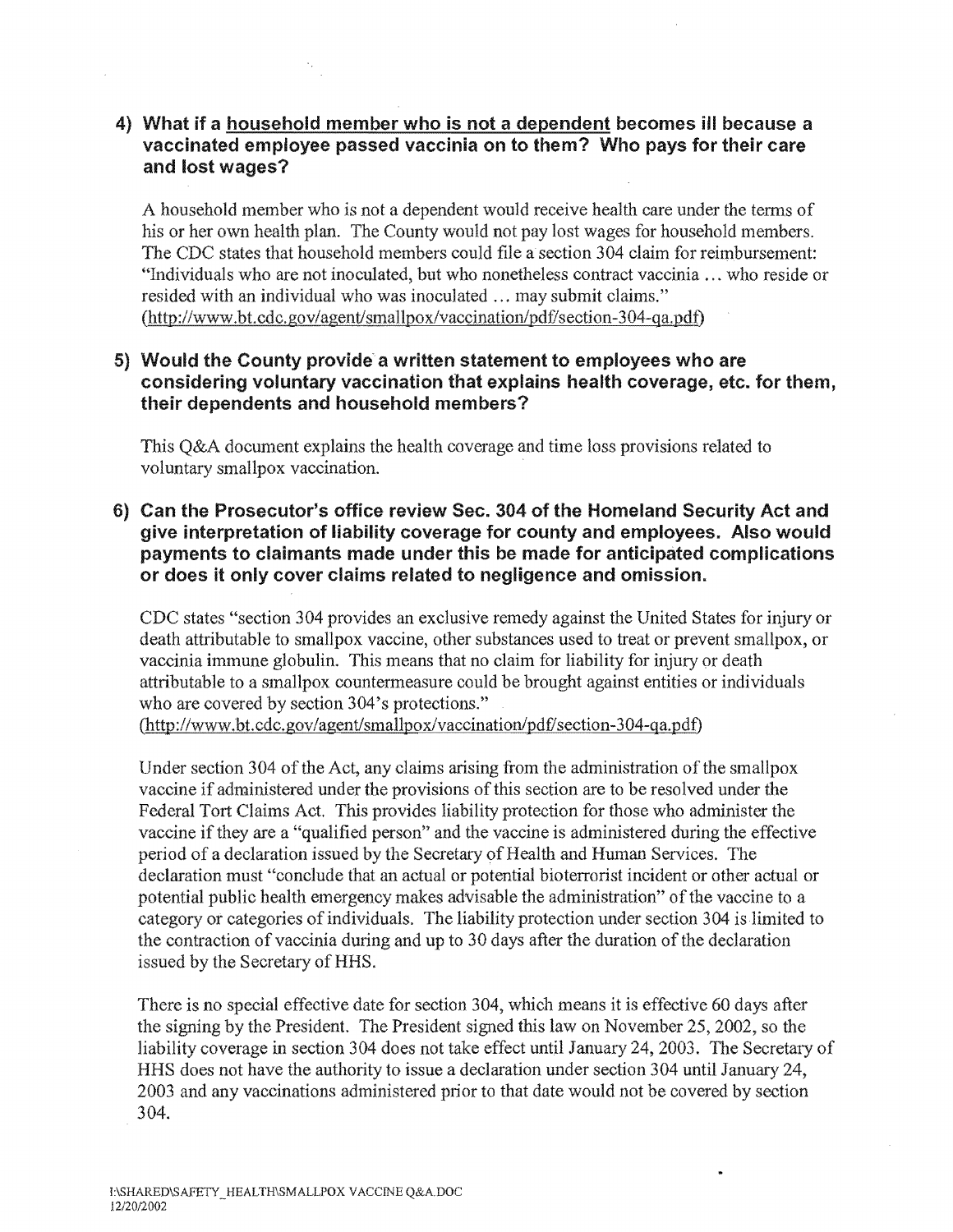**4) What if a <u>household member who is not a dependent</u> becomes ill because a vaccinated employee passed vaccinia on to them? Who pays for their care and lost wages?**

A household member who is not a dependent would receive health care under the terms of his or her own health plan. The County would not pay lost wages for household members. The CDC states that household members could file a section 304 claim for reimbursement: "Individuals who are not inoculated, but who nonetheless contract vaccinia ... who reside or resided with an individual who was inoculated ... may submit claims." (http://www.bt.cdc.gov/agent/smallpox/vaccination/pdf/section-304-qa.pdf)

**5) Would the County provide a written statement to employees who are considering voluntary vaccination that explains health coverage, etc. for them, their dependents and household members?**

This Q&A document explains the health coverage and time loss provisions related to voluntary smallpox vaccination.

**6) Can the Prosecutor's office review Sec. 304 of the Homeland Security Act and give interpretation of liability coverage for county and employees. Also would payments to claimants made under this be made for anticipated complications or does it only cover claims related to negligence and omission.**

CDC states "section 304 provides an exclusive remedy against the United States for injury or death attributable to smallpox vaccine, other substances used to treat or prevent smallpox, or vaccinia immune globulin. This means that no claim for liability for injury or death attributable to a smallpox countermeasure could be brought against entities or individuals who are covered by section 304's protections." (http://www.bt.cdc.gov/agent/smallpox/vaccination/pdf/section-304-qa.pdf)

Under section 304 of the Act, any claims arising from the administration of the smallpox vaccine if administered under the provisions of this section are to be resolved under the Federal Tort Claims Act. This provides liability protection for those who administer the vaccine if they are a "qualified person" and the vaccine is administered during the effective period of a declaration issued by the Secretary of Health and Human Services. The declaration must "conclude that an actual or potential bioterrorist incident or other actual or potential public health emergency makes advisable the administration" of the vaccine to a category or categories of individuals. The liability protection under section 304 is limited to the contraction of vaccinia during and up to 30 days after the duration of the declaration issued by the Secretary of HHS.

There is no special effective date for section 304, which means it is effective 60 days after the signing by the President. The President signed this law on November 25, 2002, so the liability coverage in section 304 does not take effect until January 24, 2003. The Secretary of HHS does not have the authority to issue a declaration under section 304 until January 24, 2003 and any vaccinations administered prior to that date would not be covered by section 304.

I:\SHARED\SAFETY_HEALTH\SMALLPOX VACCINE Q&A.DOC
12/20/2002